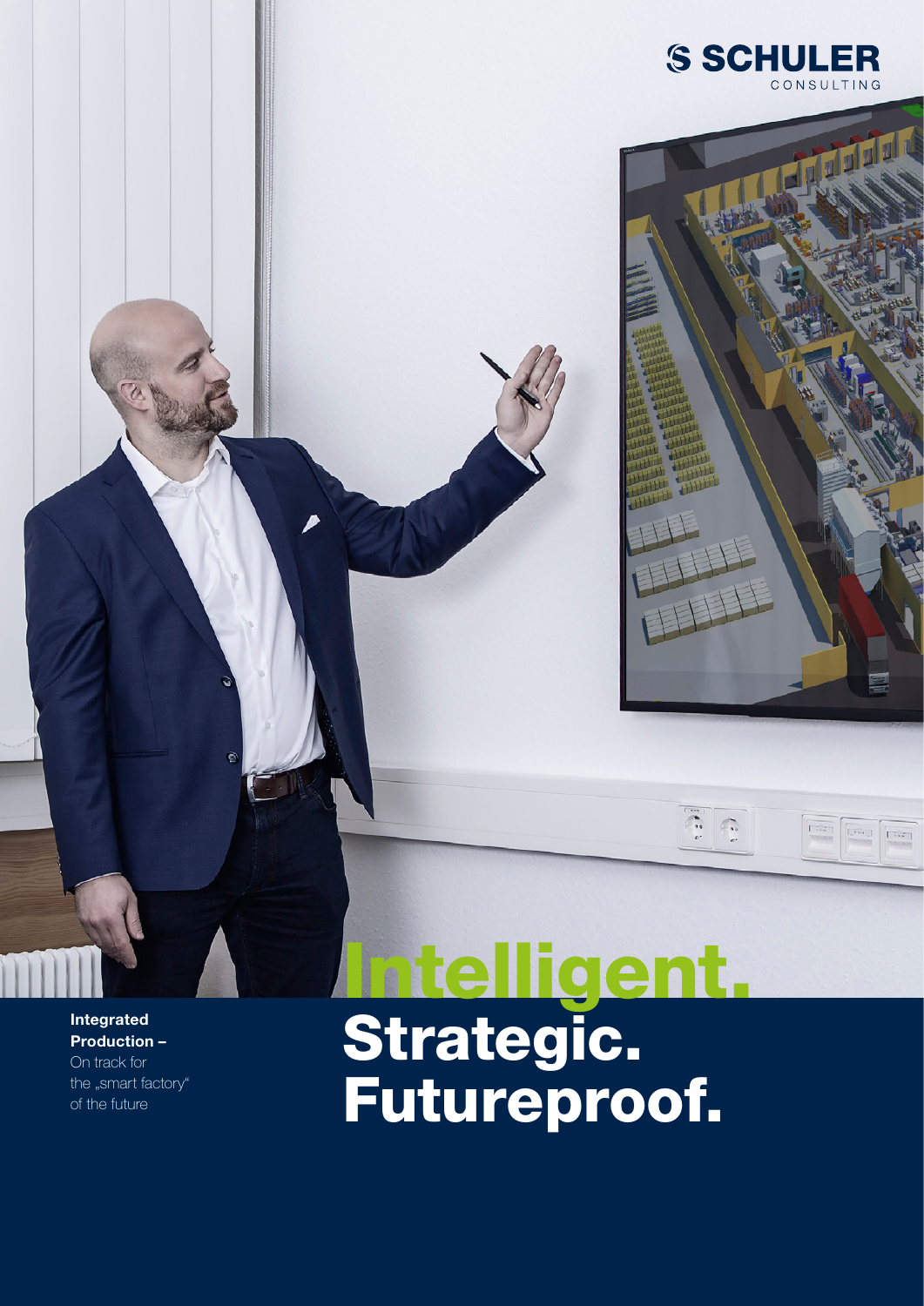SCHULER CONSULTING

# Intelligent. Strategic. Futureproof.

**Integrated Production –**
On track for the „smart factory" of the future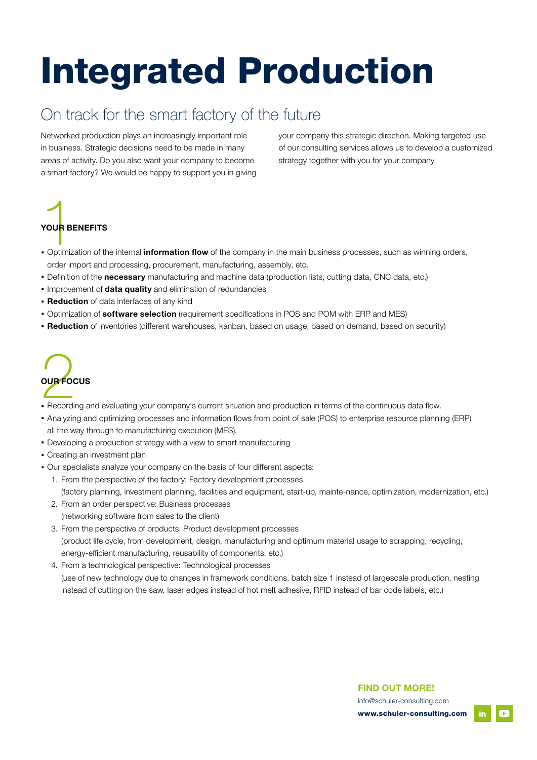# Integrated Production

## On track for the smart factory of the future

Networked production plays an increasingly important role in business. Strategic decisions need to be made in many areas of activity. Do you also want your company to become a smart factory? We would be happy to support you in giving your company this strategic direction. Making targeted use of our consulting services allows us to develop a customized strategy together with you for your company.

### 1 YOUR BENEFITS

- Optimization of the internal **information flow** of the company in the main business processes, such as winning orders, order import and processing, procurement, manufacturing, assembly, etc.
- Definition of the **necessary** manufacturing and machine data (production lists, cutting data, CNC data, etc.)
- Improvement of **data quality** and elimination of redundancies
- **Reduction** of data interfaces of any kind
- Optimization of **software selection** (requirement specifications in POS and POM with ERP and MES)
- **Reduction** of inventories (different warehouses, kanban, based on usage, based on demand, based on security)

### 2 OUR FOCUS

- Recording and evaluating your company's current situation and production in terms of the continuous data flow.
- Analyzing and optimizing processes and information flows from point of sale (POS) to enterprise resource planning (ERP) all the way through to manufacturing execution (MES).
- Developing a production strategy with a view to smart manufacturing
- Creating an investment plan
- Our specialists analyze your company on the basis of four different aspects:
  1. From the perspective of the factory: Factory development processes (factory planning, investment planning, facilities and equipment, start-up, mainte-nance, optimization, modernization, etc.)
  2. From an order perspective: Business processes (networking software from sales to the client)
  3. From the perspective of products: Product development processes (product life cycle, from development, design, manufacturing and optimum material usage to scrapping, recycling, energy-efficient manufacturing, reusability of components, etc.)
  4. From a technological perspective: Technological processes (use of new technology due to changes in framework conditions, batch size 1 instead of largescale production, nesting instead of cutting on the saw, laser edges instead of hot melt adhesive, RFID instead of bar code labels, etc.)

**FIND OUT MORE!**

info@schuler-consulting.com

**www.schuler-consulting.com**